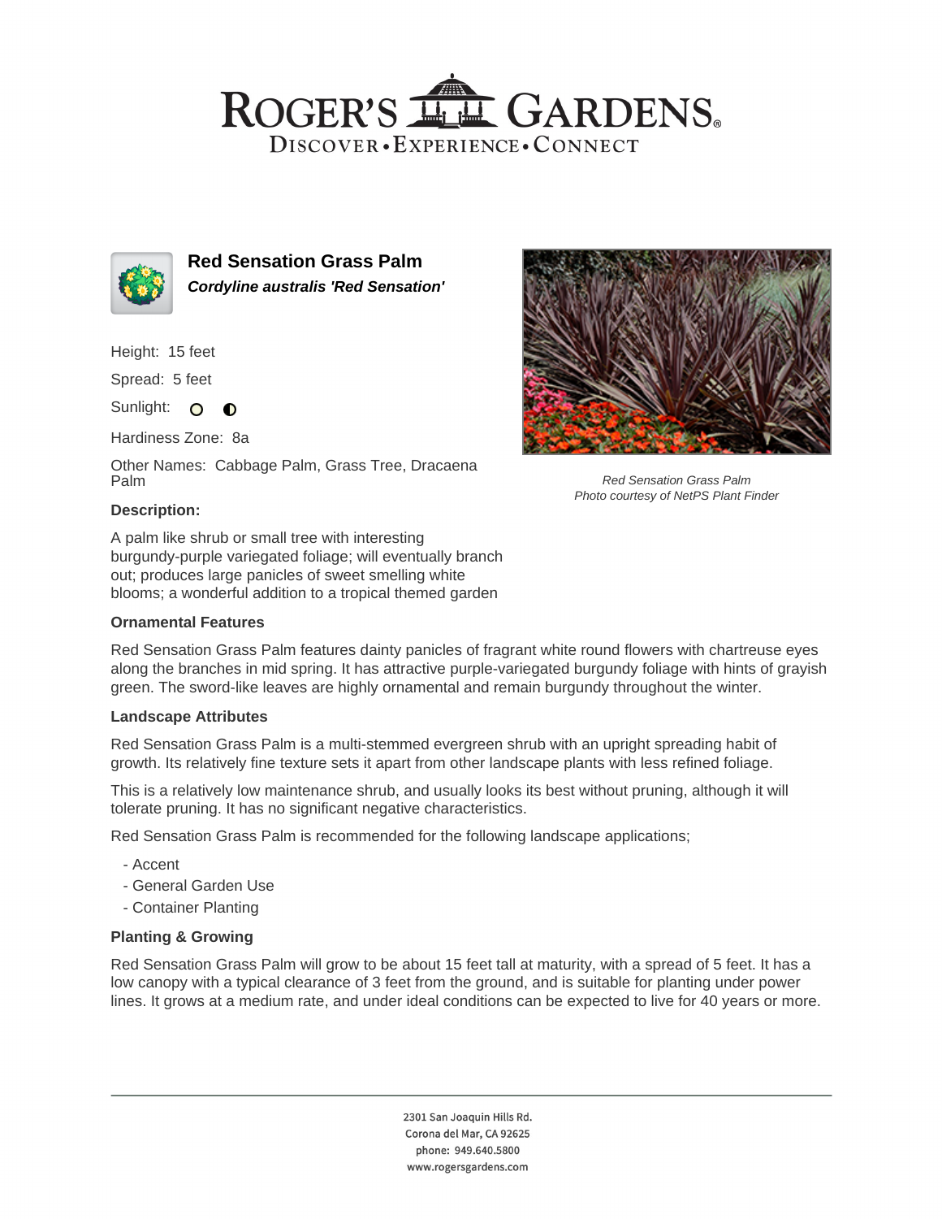ROGER'S GARDENS
DISCOVER • EXPERIENCE • CONNECT

## Red Sensation Grass Palm

***Cordyline australis 'Red Sensation'***

Height: 15 feet

Spread: 5 feet

Sunlight:

Hardiness Zone: 8a

Other Names: Cabbage Palm, Grass Tree, Dracaena Palm

*Red Sensation Grass Palm*
*Photo courtesy of NetPS Plant Finder*

### Description:

A palm like shrub or small tree with interesting burgundy-purple variegated foliage; will eventually branch out; produces large panicles of sweet smelling white blooms; a wonderful addition to a tropical themed garden

### Ornamental Features

Red Sensation Grass Palm features dainty panicles of fragrant white round flowers with chartreuse eyes along the branches in mid spring. It has attractive purple-variegated burgundy foliage with hints of grayish green. The sword-like leaves are highly ornamental and remain burgundy throughout the winter.

### Landscape Attributes

Red Sensation Grass Palm is a multi-stemmed evergreen shrub with an upright spreading habit of growth. Its relatively fine texture sets it apart from other landscape plants with less refined foliage.

This is a relatively low maintenance shrub, and usually looks its best without pruning, although it will tolerate pruning. It has no significant negative characteristics.

Red Sensation Grass Palm is recommended for the following landscape applications;

- Accent
- General Garden Use
- Container Planting

### Planting & Growing

Red Sensation Grass Palm will grow to be about 15 feet tall at maturity, with a spread of 5 feet. It has a low canopy with a typical clearance of 3 feet from the ground, and is suitable for planting under power lines. It grows at a medium rate, and under ideal conditions can be expected to live for 40 years or more.

2301 San Joaquin Hills Rd.
Corona del Mar, CA 92625
phone: 949.640.5800
www.rogersgardens.com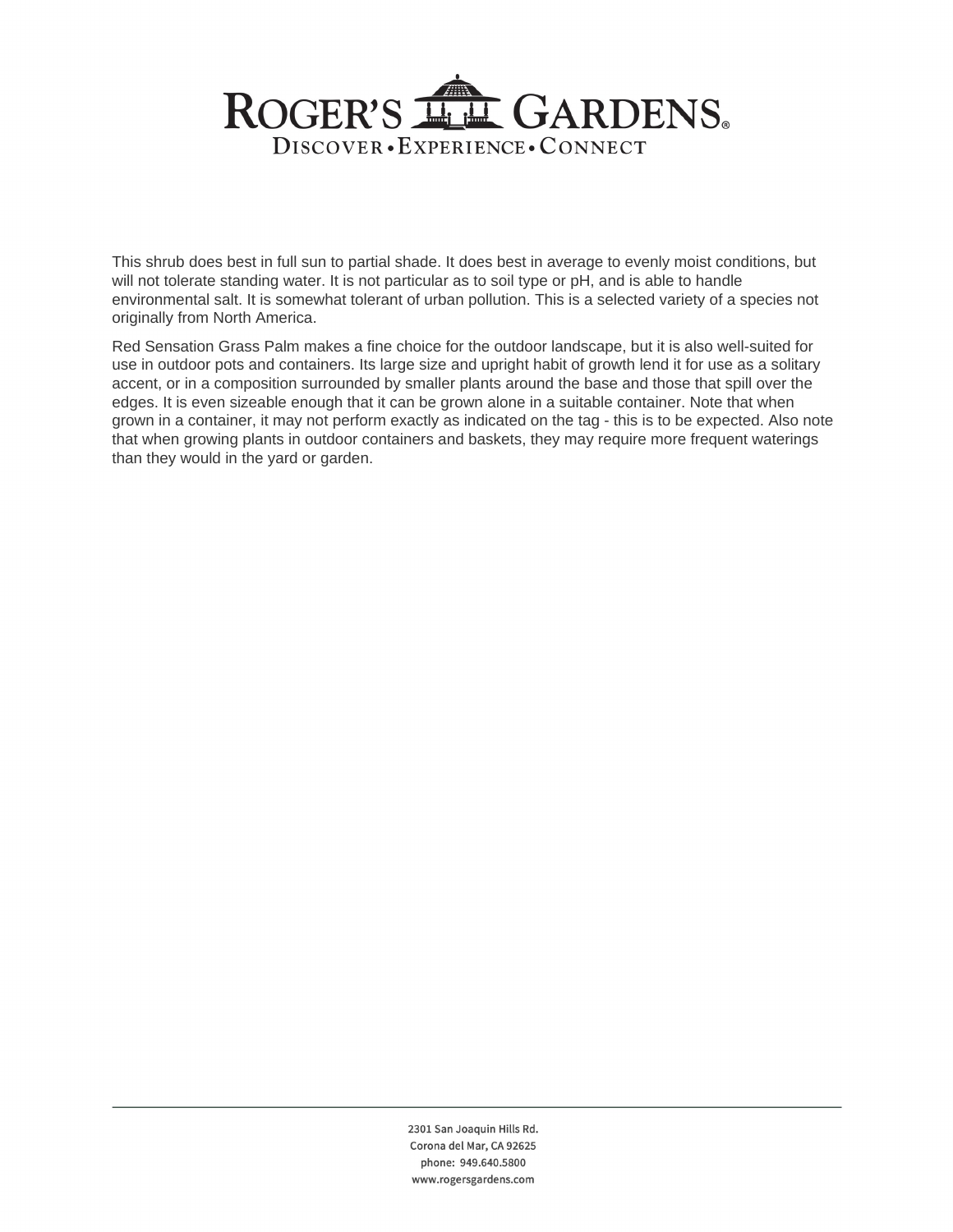This shrub does best in full sun to partial shade. It does best in average to evenly moist conditions, but will not tolerate standing water. It is not particular as to soil type or pH, and is able to handle environmental salt. It is somewhat tolerant of urban pollution. This is a selected variety of a species not originally from North America.

Red Sensation Grass Palm makes a fine choice for the outdoor landscape, but it is also well-suited for use in outdoor pots and containers. Its large size and upright habit of growth lend it for use as a solitary accent, or in a composition surrounded by smaller plants around the base and those that spill over the edges. It is even sizeable enough that it can be grown alone in a suitable container. Note that when grown in a container, it may not perform exactly as indicated on the tag - this is to be expected. Also note that when growing plants in outdoor containers and baskets, they may require more frequent waterings than they would in the yard or garden.